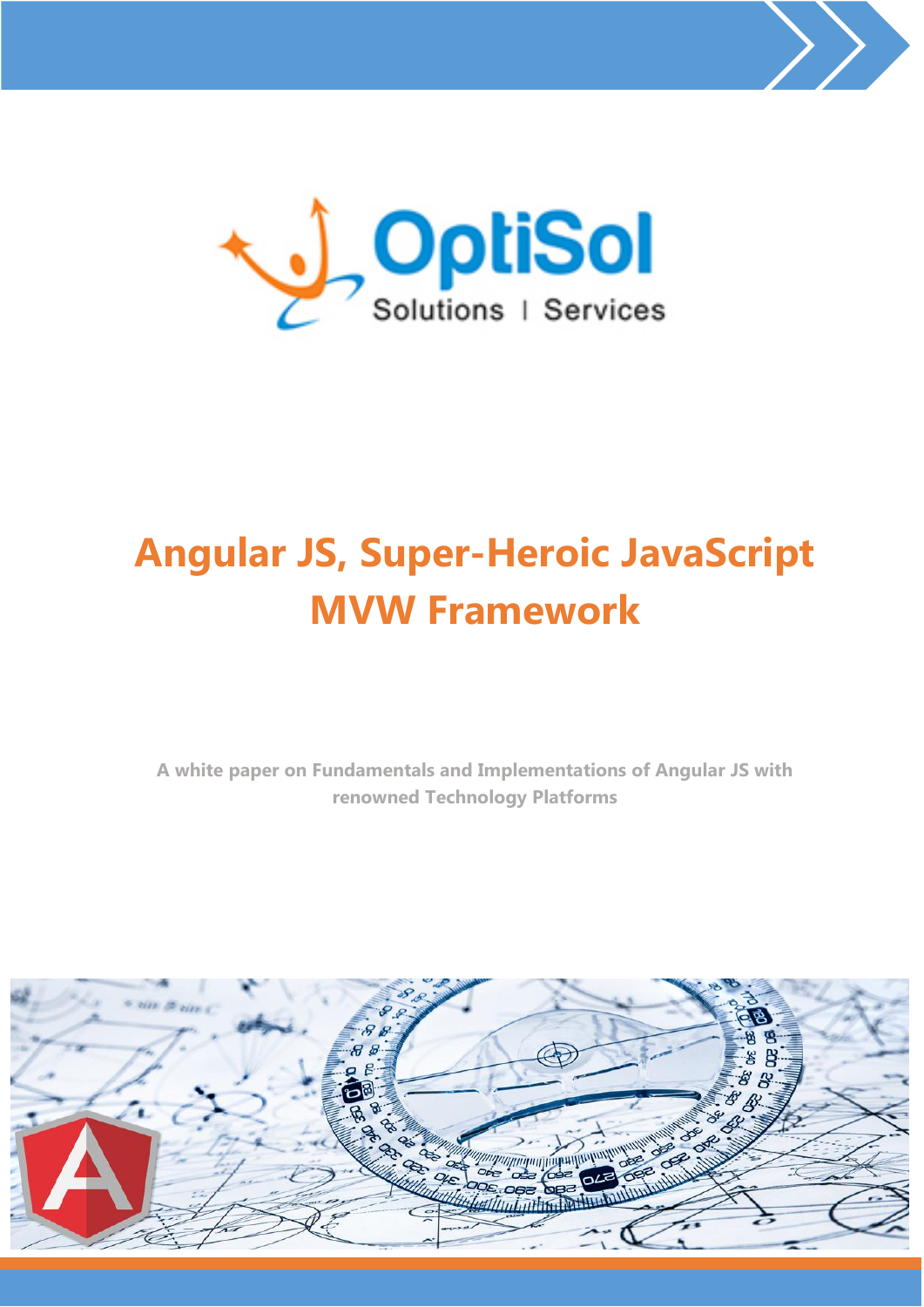OptiSol

Solutions | Services

# Angular JS, Super-Heroic JavaScript MVW Framework

**A white paper on Fundamentals and Implementations of Angular JS with renowned Technology Platforms**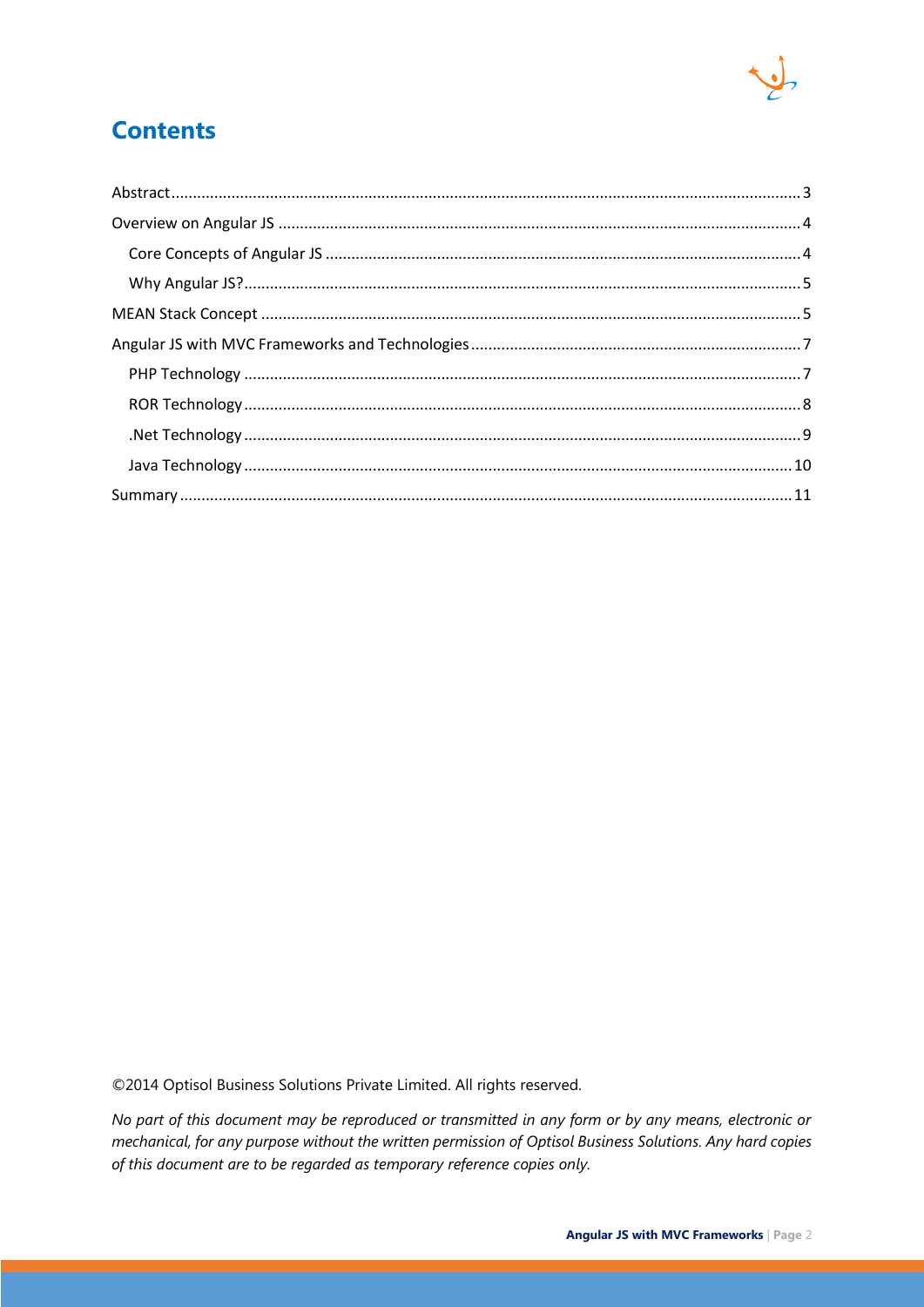# Contents

- Abstract ..... 3
- Overview on Angular JS ..... 4
  - Core Concepts of Angular JS ..... 4
  - Why Angular JS? ..... 5
- MEAN Stack Concept ..... 5
- Angular JS with MVC Frameworks and Technologies ..... 7
  - PHP Technology ..... 7
  - ROR Technology ..... 8
  - .Net Technology ..... 9
  - Java Technology ..... 10
- Summary ..... 11

©2014 Optisol Business Solutions Private Limited. All rights reserved.

*No part of this document may be reproduced or transmitted in any form or by any means, electronic or mechanical, for any purpose without the written permission of Optisol Business Solutions. Any hard copies of this document are to be regarded as temporary reference copies only.*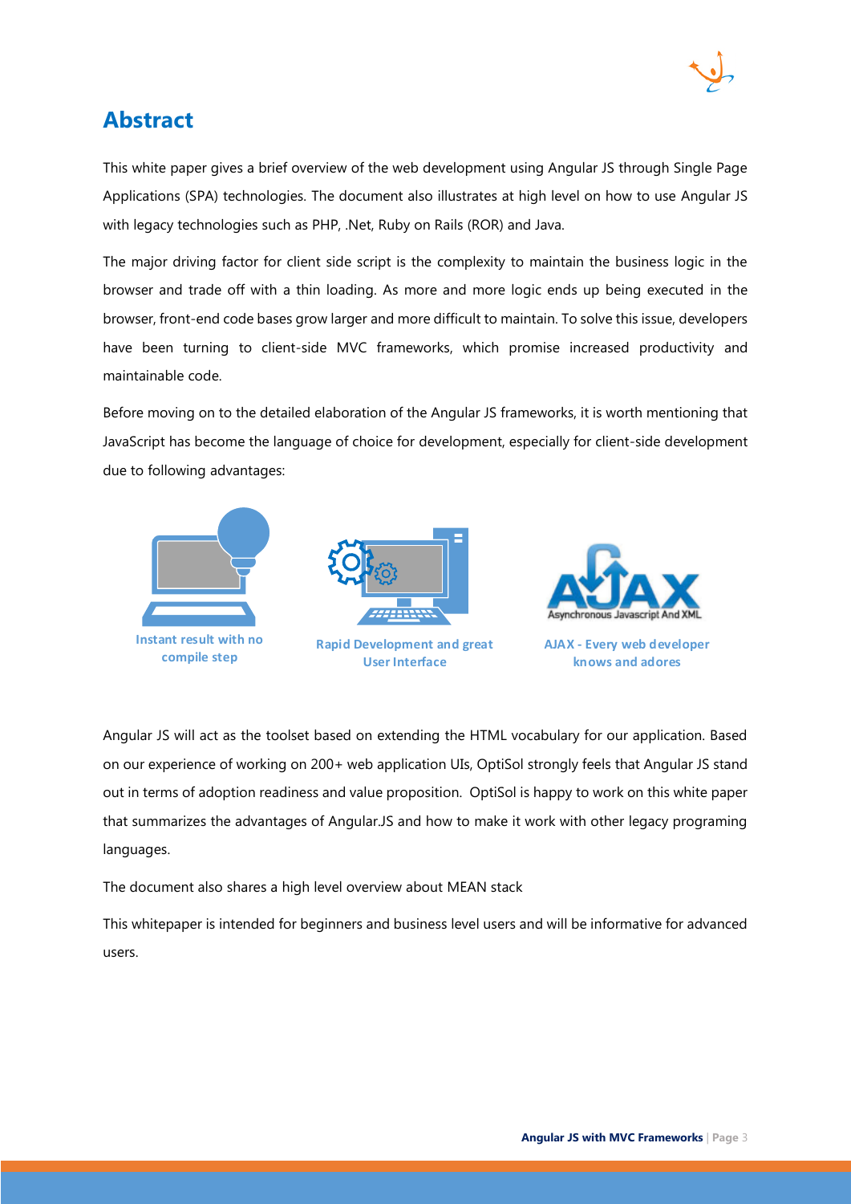# Abstract

This white paper gives a brief overview of the web development using Angular JS through Single Page Applications (SPA) technologies. The document also illustrates at high level on how to use Angular JS with legacy technologies such as PHP, .Net, Ruby on Rails (ROR) and Java.

The major driving factor for client side script is the complexity to maintain the business logic in the browser and trade off with a thin loading. As more and more logic ends up being executed in the browser, front-end code bases grow larger and more difficult to maintain. To solve this issue, developers have been turning to client-side MVC frameworks, which promise increased productivity and maintainable code.

Before moving on to the detailed elaboration of the Angular JS frameworks, it is worth mentioning that JavaScript has become the language of choice for development, especially for client-side development due to following advantages:

Instant result with no compile step

Rapid Development and great User Interface

AJAX - Every web developer knows and adores

Angular JS will act as the toolset based on extending the HTML vocabulary for our application. Based on our experience of working on 200+ web application UIs, OptiSol strongly feels that Angular JS stand out in terms of adoption readiness and value proposition. OptiSol is happy to work on this white paper that summarizes the advantages of Angular.JS and how to make it work with other legacy programing languages.

The document also shares a high level overview about MEAN stack

This whitepaper is intended for beginners and business level users and will be informative for advanced users.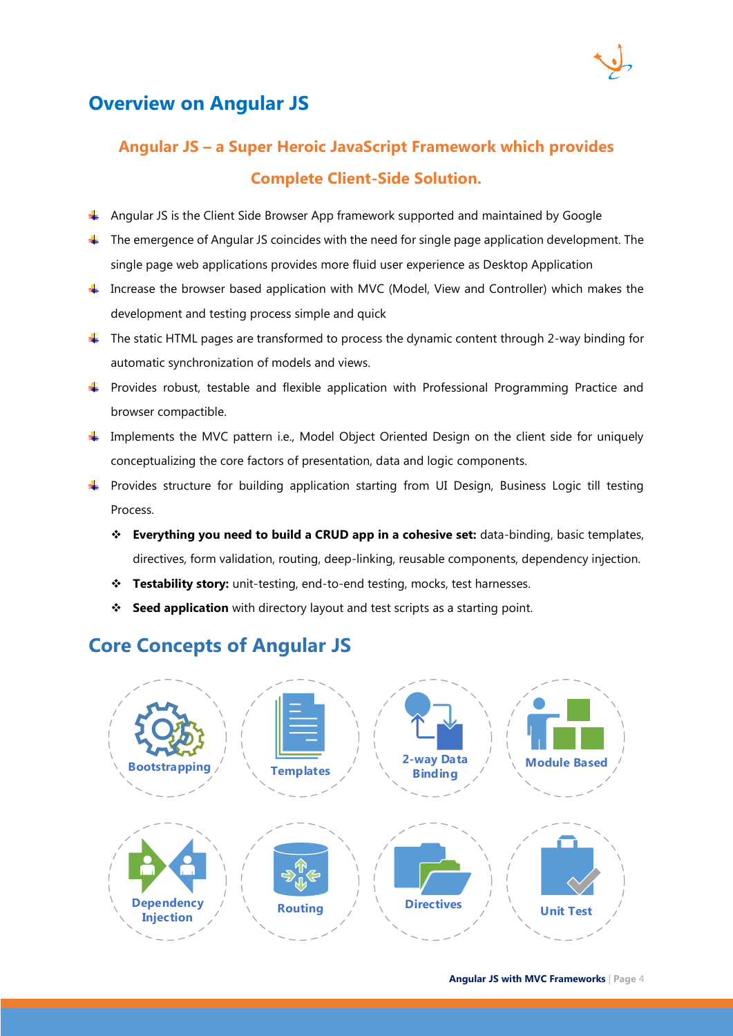## Overview on Angular JS

**Angular JS – a Super Heroic JavaScript Framework which provides Complete Client-Side Solution.**

- Angular JS is the Client Side Browser App framework supported and maintained by Google
- The emergence of Angular JS coincides with the need for single page application development. The single page web applications provides more fluid user experience as Desktop Application
- Increase the browser based application with MVC (Model, View and Controller) which makes the development and testing process simple and quick
- The static HTML pages are transformed to process the dynamic content through 2-way binding for automatic synchronization of models and views.
- Provides robust, testable and flexible application with Professional Programming Practice and browser compactible.
- Implements the MVC pattern i.e., Model Object Oriented Design on the client side for uniquely conceptualizing the core factors of presentation, data and logic components.
- Provides structure for building application starting from UI Design, Business Logic till testing Process.
  - **Everything you need to build a CRUD app in a cohesive set:** data-binding, basic templates, directives, form validation, routing, deep-linking, reusable components, dependency injection.
  - **Testability story:** unit-testing, end-to-end testing, mocks, test harnesses.
  - **Seed application** with directory layout and test scripts as a starting point.

## Core Concepts of Angular JS

- Bootstrapping
- Templates
- 2-way Data Binding
- Module Based
- Dependency Injection
- Routing
- Directives
- Unit Test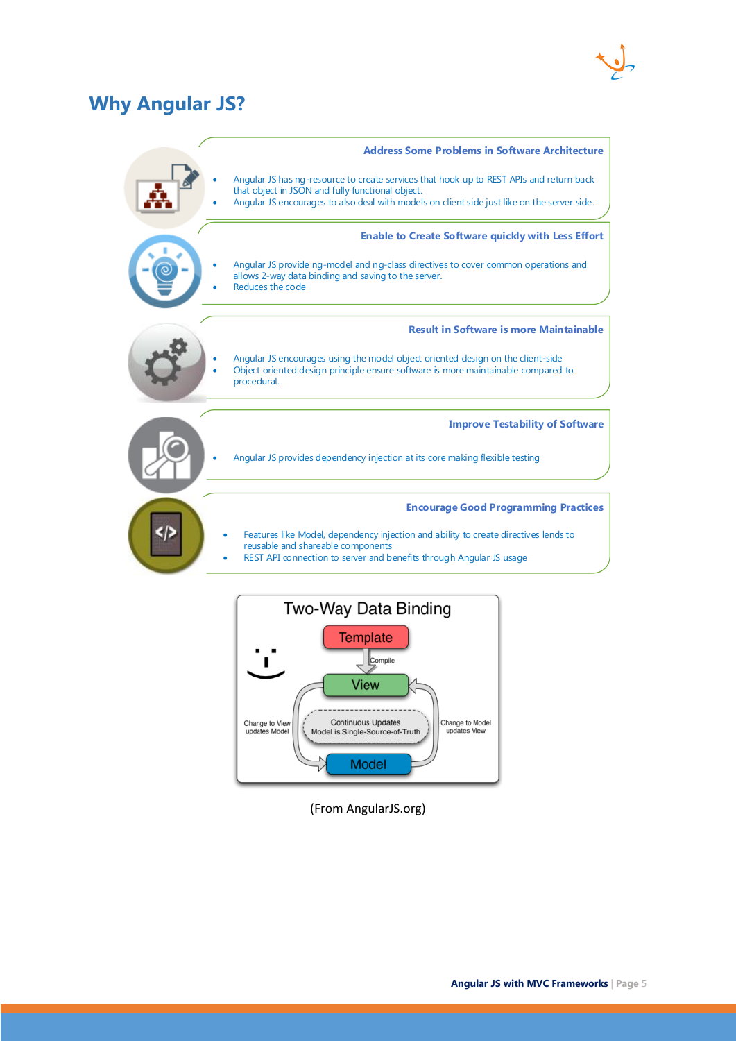# Why Angular JS?

### Address Some Problems in Software Architecture

- Angular JS has ng-resource to create services that hook up to REST APIs and return back that object in JSON and fully functional object.
- Angular JS encourages to also deal with models on client side just like on the server side.

### Enable to Create Software quickly with Less Effort

- Angular JS provide ng-model and ng-class directives to cover common operations and allows 2-way data binding and saving to the server.
- Reduces the code

### Result in Software is more Maintainable

- Angular JS encourages using the model object oriented design on the client-side
- Object oriented design principle ensure software is more maintainable compared to procedural.

### Improve Testability of Software

- Angular JS provides dependency injection at its core making flexible testing

### Encourage Good Programming Practices

- Features like Model, dependency injection and ability to create directives lends to reusable and shareable components
- REST API connection to server and benefits through Angular JS usage

Two-Way Data Binding

Template → Compile → View

Change to View updates Model

Change to Model updates View

Continuous Updates
Model is Single-Source-of-Truth

Model

(From AngularJS.org)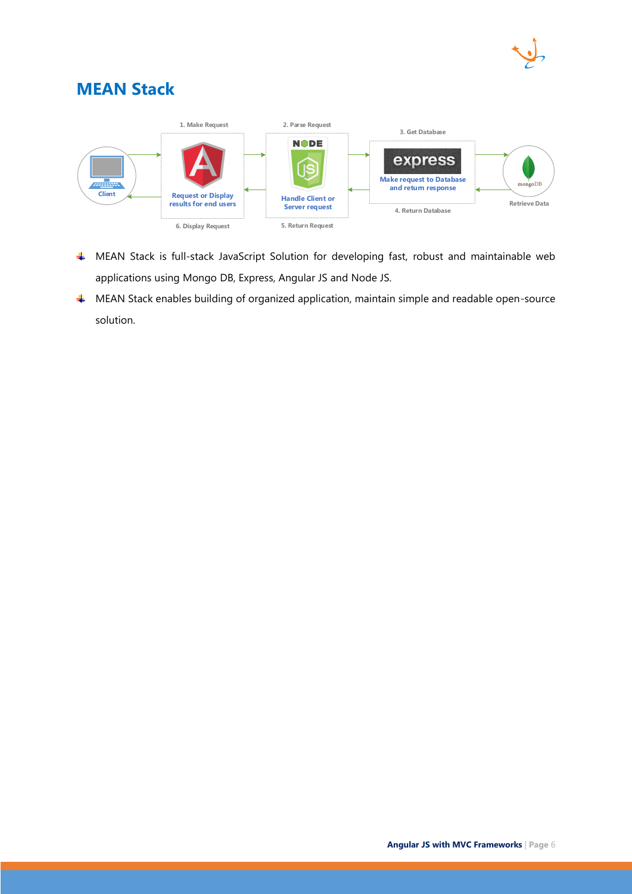# MEAN Stack

- MEAN Stack is full-stack JavaScript Solution for developing fast, robust and maintainable web applications using Mongo DB, Express, Angular JS and Node JS.
- MEAN Stack enables building of organized application, maintain simple and readable open-source solution.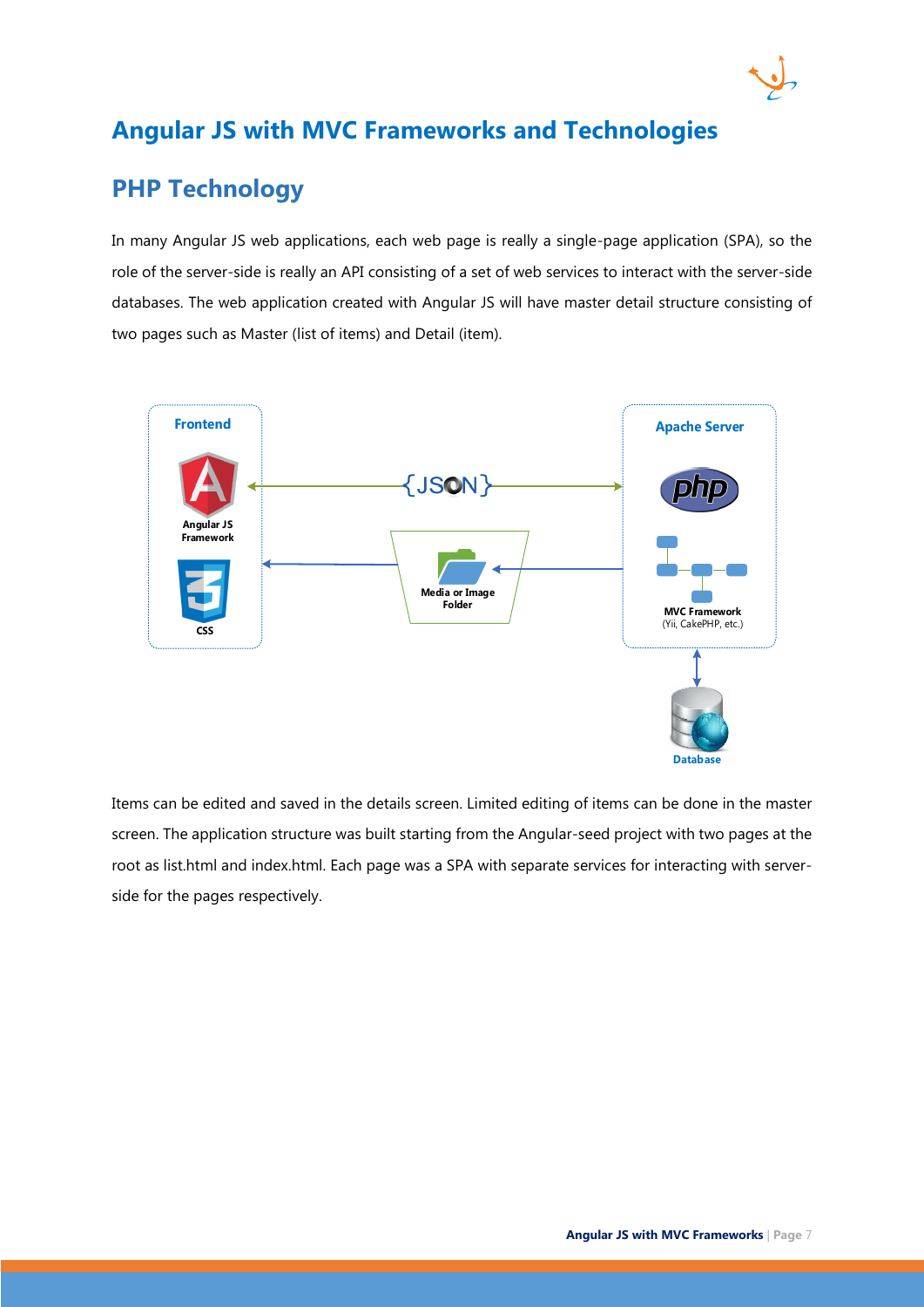# Angular JS with MVC Frameworks and Technologies

## PHP Technology

In many Angular JS web applications, each web page is really a single-page application (SPA), so the role of the server-side is really an API consisting of a set of web services to interact with the server-side databases. The web application created with Angular JS will have master detail structure consisting of two pages such as Master (list of items) and Detail (item).

Items can be edited and saved in the details screen. Limited editing of items can be done in the master screen. The application structure was built starting from the Angular-seed project with two pages at the root as list.html and index.html. Each page was a SPA with separate services for interacting with server-side for the pages respectively.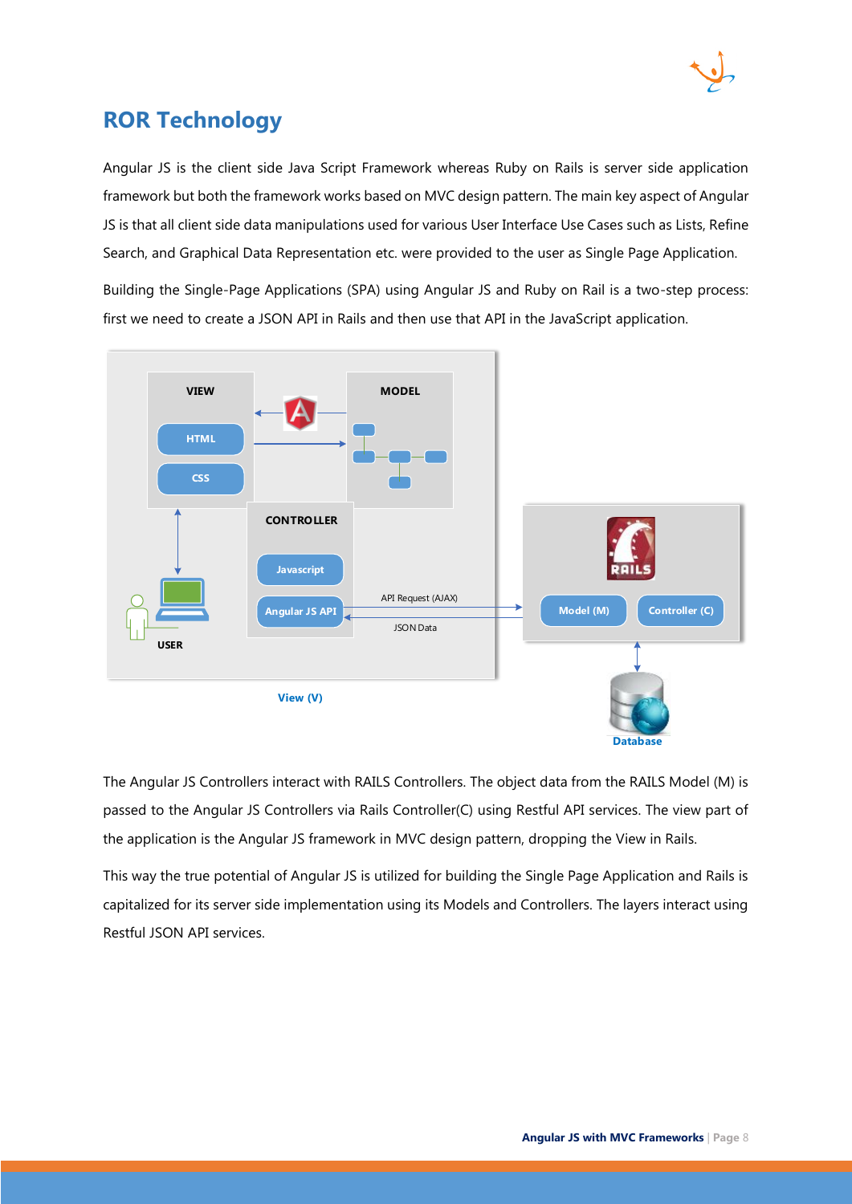# ROR Technology

Angular JS is the client side Java Script Framework whereas Ruby on Rails is server side application framework but both the framework works based on MVC design pattern. The main key aspect of Angular JS is that all client side data manipulations used for various User Interface Use Cases such as Lists, Refine Search, and Graphical Data Representation etc. were provided to the user as Single Page Application.

Building the Single-Page Applications (SPA) using Angular JS and Ruby on Rail is a two-step process: first we need to create a JSON API in Rails and then use that API in the JavaScript application.

The Angular JS Controllers interact with RAILS Controllers. The object data from the RAILS Model (M) is passed to the Angular JS Controllers via Rails Controller(C) using Restful API services. The view part of the application is the Angular JS framework in MVC design pattern, dropping the View in Rails.

This way the true potential of Angular JS is utilized for building the Single Page Application and Rails is capitalized for its server side implementation using its Models and Controllers. The layers interact using Restful JSON API services.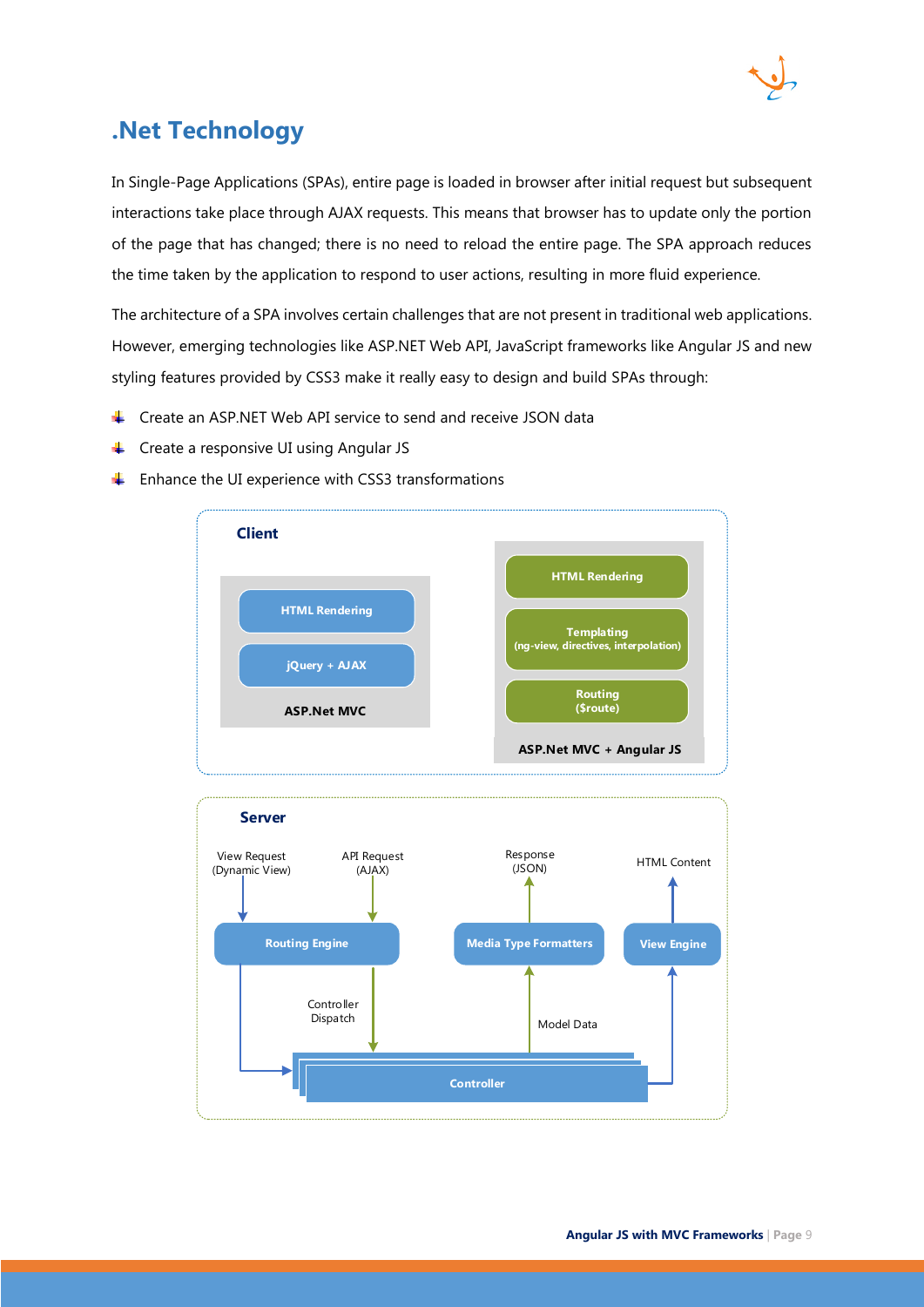# .Net Technology

In Single-Page Applications (SPAs), entire page is loaded in browser after initial request but subsequent interactions take place through AJAX requests. This means that browser has to update only the portion of the page that has changed; there is no need to reload the entire page. The SPA approach reduces the time taken by the application to respond to user actions, resulting in more fluid experience.

The architecture of a SPA involves certain challenges that are not present in traditional web applications. However, emerging technologies like ASP.NET Web API, JavaScript frameworks like Angular JS and new styling features provided by CSS3 make it really easy to design and build SPAs through:

- Create an ASP.NET Web API service to send and receive JSON data
- Create a responsive UI using Angular JS
- Enhance the UI experience with CSS3 transformations

**Client**

| ASP.Net MVC | ASP.Net MVC + Angular JS |
|---|---|
| HTML Rendering | HTML Rendering |
| jQuery + AJAX | Templating (ng-view, directives, interpolation) |
| | Routing ($route) |

**Server**

View Request (Dynamic View) → Routing Engine

API Request (AJAX) → Routing Engine

Routing Engine → Controller Dispatch → Controller

Controller → Model Data → Media Type Formatters → Response (JSON)

Controller → View Engine → HTML Content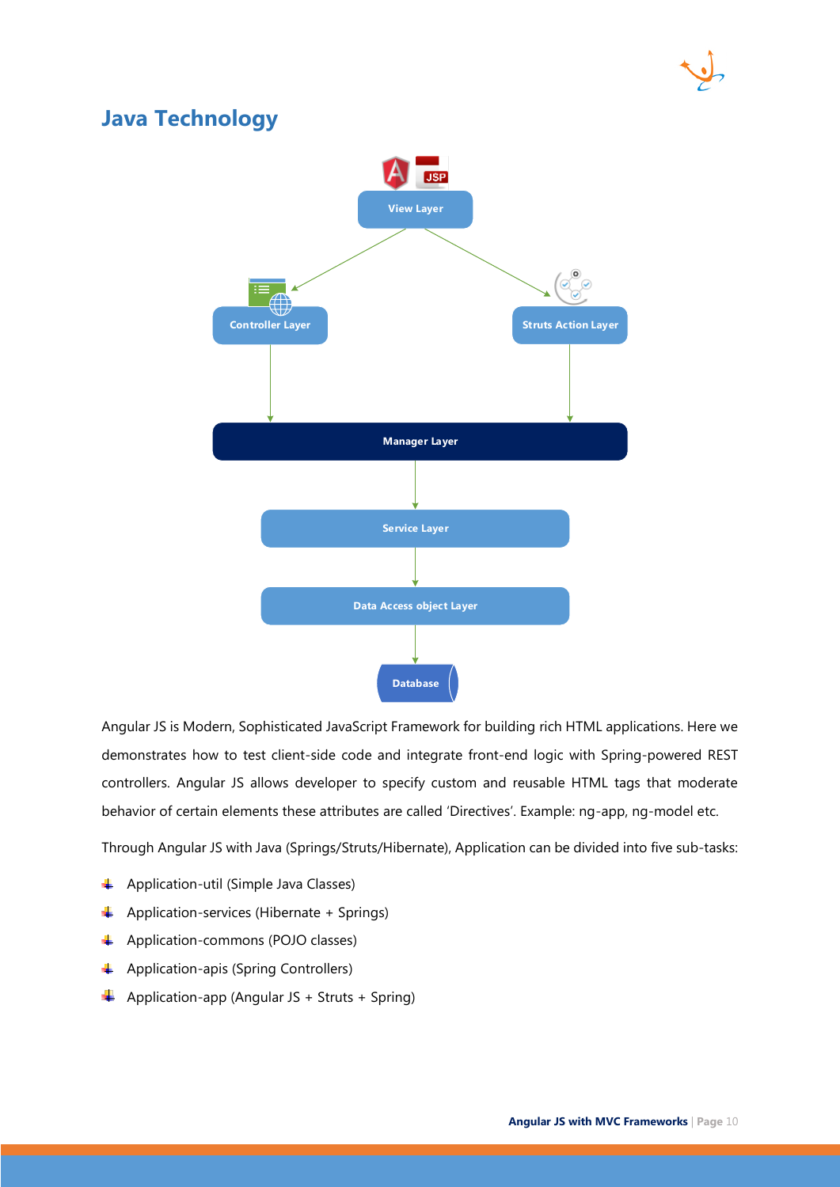## Java Technology

View Layer

Controller Layer

Struts Action Layer

Manager Layer

Service Layer

Data Access object Layer

Database

Angular JS is Modern, Sophisticated JavaScript Framework for building rich HTML applications. Here we demonstrates how to test client-side code and integrate front-end logic with Spring-powered REST controllers. Angular JS allows developer to specify custom and reusable HTML tags that moderate behavior of certain elements these attributes are called 'Directives'. Example: ng-app, ng-model etc.

Through Angular JS with Java (Springs/Struts/Hibernate), Application can be divided into five sub-tasks:

- Application-util (Simple Java Classes)
- Application-services (Hibernate + Springs)
- Application-commons (POJO classes)
- Application-apis (Spring Controllers)
- Application-app (Angular JS + Struts + Spring)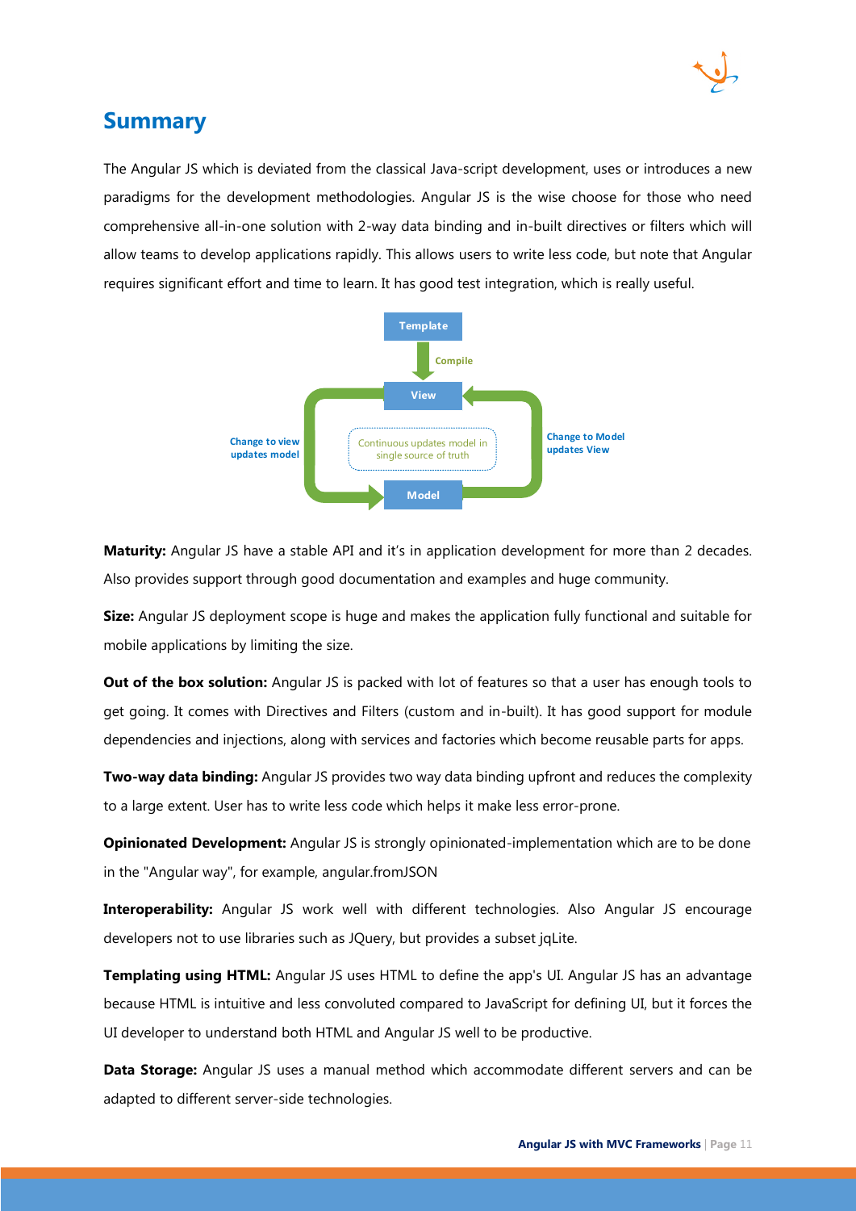## Summary

The Angular JS which is deviated from the classical Java-script development, uses or introduces a new paradigms for the development methodologies. Angular JS is the wise choose for those who need comprehensive all-in-one solution with 2-way data binding and in-built directives or filters which will allow teams to develop applications rapidly. This allows users to write less code, but note that Angular requires significant effort and time to learn. It has good test integration, which is really useful.

**Maturity:** Angular JS have a stable API and it's in application development for more than 2 decades. Also provides support through good documentation and examples and huge community.

**Size:** Angular JS deployment scope is huge and makes the application fully functional and suitable for mobile applications by limiting the size.

**Out of the box solution:** Angular JS is packed with lot of features so that a user has enough tools to get going. It comes with Directives and Filters (custom and in-built). It has good support for module dependencies and injections, along with services and factories which become reusable parts for apps.

**Two-way data binding:** Angular JS provides two way data binding upfront and reduces the complexity to a large extent. User has to write less code which helps it make less error-prone.

**Opinionated Development:** Angular JS is strongly opinionated-implementation which are to be done in the "Angular way", for example, angular.fromJSON

**Interoperability:** Angular JS work well with different technologies. Also Angular JS encourage developers not to use libraries such as JQuery, but provides a subset jqLite.

**Templating using HTML:** Angular JS uses HTML to define the app's UI. Angular JS has an advantage because HTML is intuitive and less convoluted compared to JavaScript for defining UI, but it forces the UI developer to understand both HTML and Angular JS well to be productive.

**Data Storage:** Angular JS uses a manual method which accommodate different servers and can be adapted to different server-side technologies.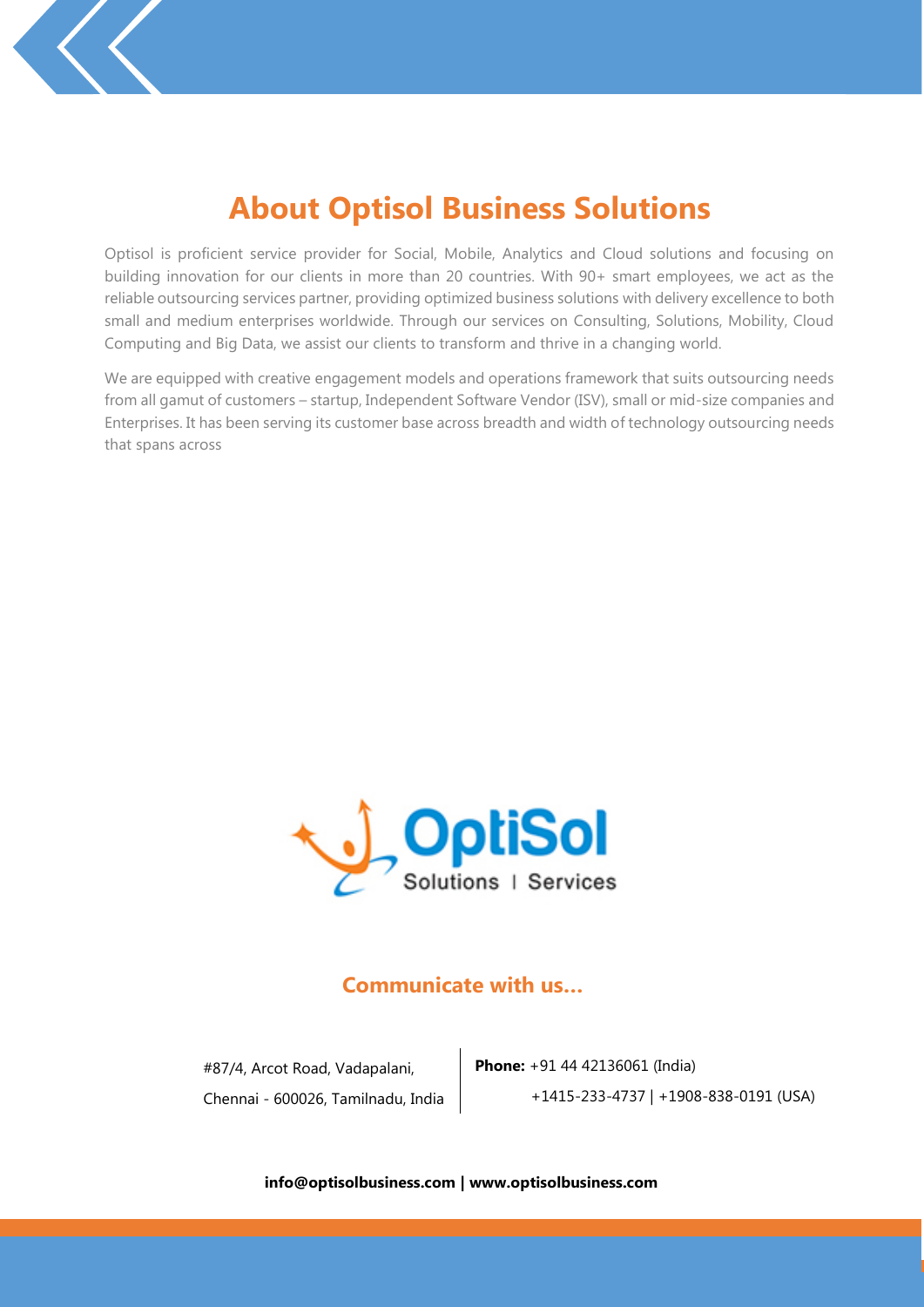# About Optisol Business Solutions

Optisol is proficient service provider for Social, Mobile, Analytics and Cloud solutions and focusing on building innovation for our clients in more than 20 countries. With 90+ smart employees, we act as the reliable outsourcing services partner, providing optimized business solutions with delivery excellence to both small and medium enterprises worldwide. Through our services on Consulting, Solutions, Mobility, Cloud Computing and Big Data, we assist our clients to transform and thrive in a changing world.

We are equipped with creative engagement models and operations framework that suits outsourcing needs from all gamut of customers – startup, Independent Software Vendor (ISV), small or mid-size companies and Enterprises. It has been serving its customer base across breadth and width of technology outsourcing needs that spans across

OptiSol
Solutions | Services

## Communicate with us...

#87/4, Arcot Road, Vadapalani,
Chennai - 600026, Tamilnadu, India

**Phone:** +91 44 42136061 (India)
+1415-233-4737 | +1908-838-0191 (USA)

**info@optisolbusiness.com | www.optisolbusiness.com**